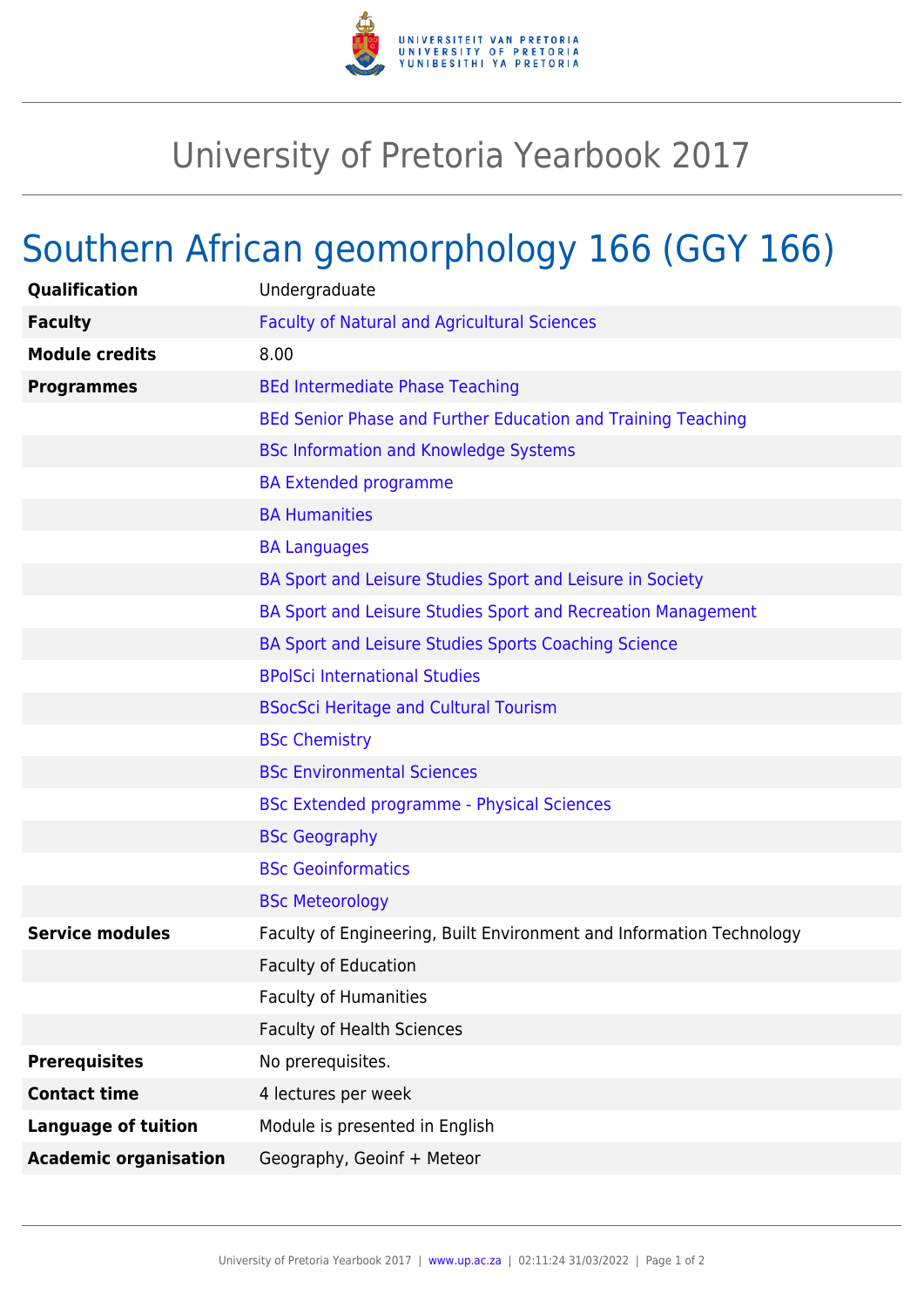# University of Pretoria Yearbook 2017

## Southern African geomorphology 166 (GGY 166)

| | |
|---|---|
| **Qualification** | Undergraduate |
| **Faculty** | Faculty of Natural and Agricultural Sciences |
| **Module credits** | 8.00 |
| **Programmes** | BEd Intermediate Phase Teaching |
| | BEd Senior Phase and Further Education and Training Teaching |
| | BSc Information and Knowledge Systems |
| | BA Extended programme |
| | BA Humanities |
| | BA Languages |
| | BA Sport and Leisure Studies Sport and Leisure in Society |
| | BA Sport and Leisure Studies Sport and Recreation Management |
| | BA Sport and Leisure Studies Sports Coaching Science |
| | BPolSci International Studies |
| | BSocSci Heritage and Cultural Tourism |
| | BSc Chemistry |
| | BSc Environmental Sciences |
| | BSc Extended programme - Physical Sciences |
| | BSc Geography |
| | BSc Geoinformatics |
| | BSc Meteorology |
| **Service modules** | Faculty of Engineering, Built Environment and Information Technology |
| | Faculty of Education |
| | Faculty of Humanities |
| | Faculty of Health Sciences |
| **Prerequisites** | No prerequisites. |
| **Contact time** | 4 lectures per week |
| **Language of tuition** | Module is presented in English |
| **Academic organisation** | Geography, Geoinf + Meteor |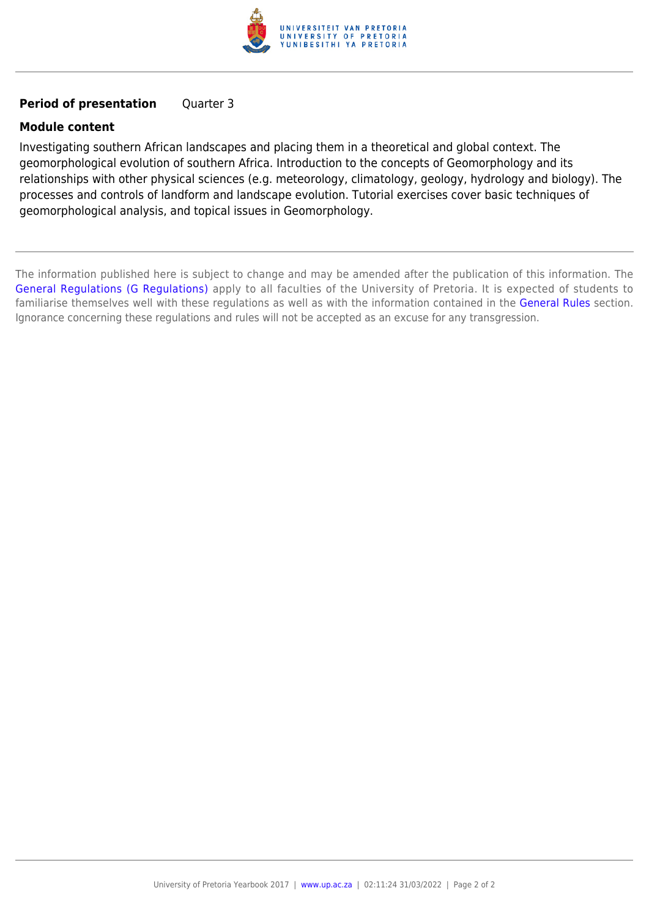**Period of presentation** Quarter 3

**Module content**

Investigating southern African landscapes and placing them in a theoretical and global context. The geomorphological evolution of southern Africa. Introduction to the concepts of Geomorphology and its relationships with other physical sciences (e.g. meteorology, climatology, geology, hydrology and biology). The processes and controls of landform and landscape evolution. Tutorial exercises cover basic techniques of geomorphological analysis, and topical issues in Geomorphology.

The information published here is subject to change and may be amended after the publication of this information. The General Regulations (G Regulations) apply to all faculties of the University of Pretoria. It is expected of students to familiarise themselves well with these regulations as well as with the information contained in the General Rules section. Ignorance concerning these regulations and rules will not be accepted as an excuse for any transgression.